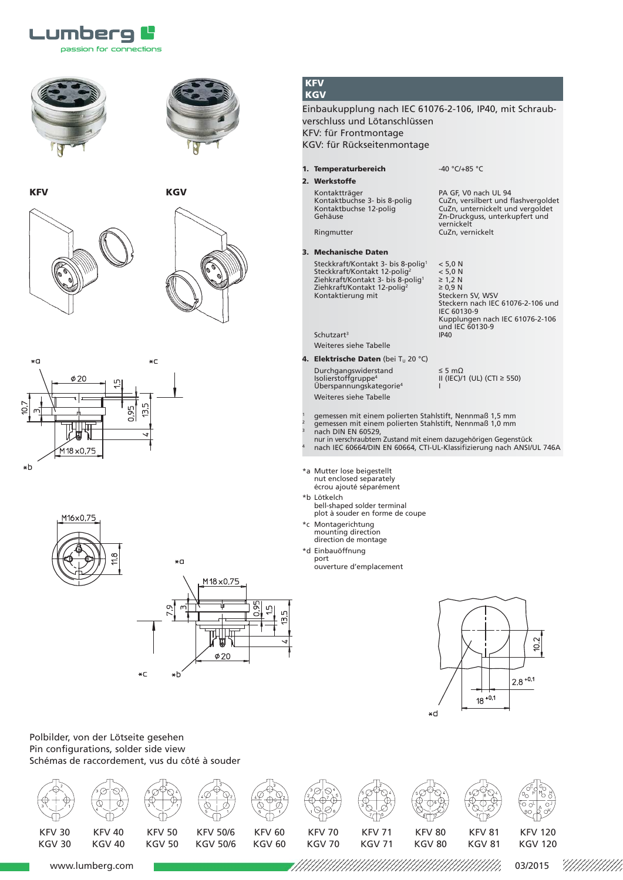# KFV
# KGV

Einbaukupplung nach IEC 61076-2-106, IP40, mit Schraubverschluss und Lötanschlüssen
KFV: für Frontmontage
KGV: für Rückseitenmontage

KFV

KGV

**1. Temperaturbereich** -40 °C/+85 °C

**2. Werkstoffe**

| | |
|---|---|
| Kontaktträger | PA GF, V0 nach UL 94 |
| Kontaktbuchse 3- bis 8-polig | CuZn, versilbert und flashvergoldet |
| Kontaktbuchse 12-polig | CuZn, unternickelt und vergoldet |
| Gehäuse | Zn-Druckguss, unterkupfert und vernickelt |
| Ringmutter | CuZn, vernickelt |

**3. Mechanische Daten**

| | |
|---|---|
| Steckkraft/Kontakt 3- bis 8-polig[1] | < 5,0 N |
| Steckkraft/Kontakt 12-polig[2] | < 5,0 N |
| Ziehkraft/Kontakt 3- bis 8-polig[1] | ≥ 1,2 N |
| Ziehkraft/Kontakt 12-polig[2] | ≥ 0,9 N |
| Kontaktierung mit | Steckern SV, WSV<br>Steckern nach IEC 61076-2-106 und IEC 60130-9<br>Kupplungen nach IEC 61076-2-106 und IEC 60130-9 |
| Schutzart[3] | IP40 |

Weiteres siehe Tabelle

**4. Elektrische Daten** (bei $T_U$ 20 °C)

| | |
|---|---|
| Durchgangswiderstand | ≤ 5 mΩ |
| Isolierstoffgruppe[4] | II (IEC)/1 (UL) (CTI ≥ 550) |
| Überspannungskategorie[4] | I |

Weiteres siehe Tabelle

[1] gemessen mit einem polierten Stahlstift, Nennmaß 1,5 mm
[2] gemessen mit einem polierten Stahlstift, Nennmaß 1,0 mm
[3] nach DIN EN 60529, nur in verschraubtem Zustand mit einem dazugehörigen Gegenstück
[4] nach IEC 60664/DIN EN 60664, CTI-UL-Klassifizierung nach ANSI/UL 746A

\*a Mutter lose beigestellt
nut enclosed separately
écrou ajouté séparément

\*b Lötkelch
bell-shaped solder terminal
plot à souder en forme de coupe

\*c Montagerichtung
mounting direction
direction de montage

\*d Einbauöffnung
port
ouverture d'emplacement

Polbilder, von der Lötseite gesehen
Pin configurations, solder side view
Schémas de raccordement, vus du côté à souder

KFV 30 / KGV 30 — KFV 40 / KGV 40 — KFV 50 / KGV 50 — KFV 50/6 / KGV 50/6 — KFV 60 / KGV 60 — KFV 70 / KGV 70 — KFV 71 / KGV 71 — KFV 80 / KGV 80 — KFV 81 / KGV 81 — KFV 120 / KGV 120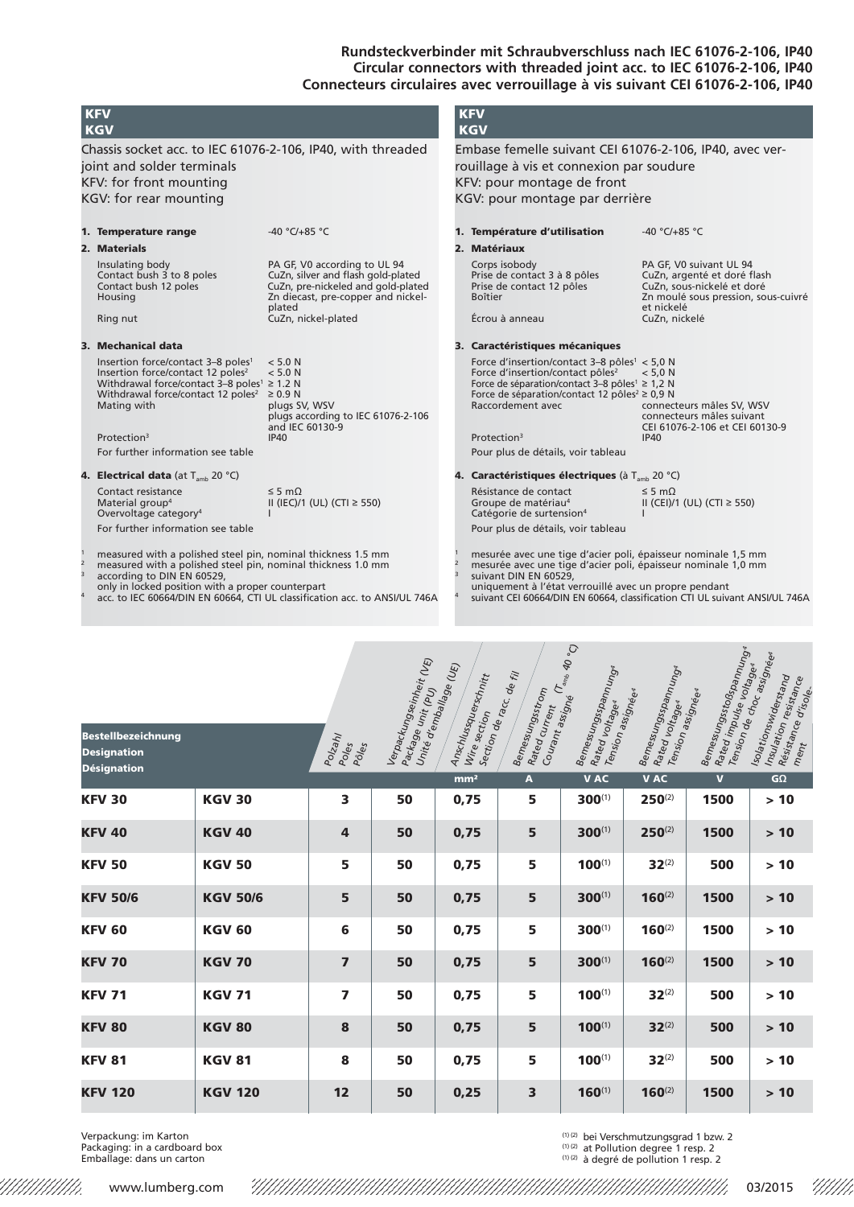# Rundsteckverbinder mit Schraubverschluss nach IEC 61076-2-106, IP40
# Circular connectors with threaded joint acc. to IEC 61076-2-106, IP40
# Connecteurs circulaires avec verrouillage à vis suivant CEI 61076-2-106, IP40

## KFV KGV

Chassis socket acc. to IEC 61076-2-106, IP40, with threaded joint and solder terminals
KFV: for front mounting
KGV: for rear mounting

**1. Temperature range** -40 °C/+85 °C

**2. Materials**

| | |
|---|---|
| Insulating body | PA GF, V0 according to UL 94 |
| Contact bush 3 to 8 poles | CuZn, silver and flash gold-plated |
| Contact bush 12 poles | CuZn, pre-nickeled and gold-plated |
| Housing | Zn diecast, pre-copper and nickel-plated |
| Ring nut | CuZn, nickel-plated |

**3. Mechanical data**

| | |
|---|---|
| Insertion force/contact 3–8 poles[1] | < 5.0 N |
| Insertion force/contact 12 poles[2] | < 5.0 N |
| Withdrawal force/contact 3–8 poles[1] | ≥ 1.2 N |
| Withdrawal force/contact 12 poles[2] | ≥ 0.9 N |
| Mating with | plugs SV, WSV plugs according to IEC 61076-2-106 and IEC 60130-9 |
| Protection[3] | IP40 |

For further information see table

**4. Electrical data** (at $T_{amb}$ 20 °C)

| | |
|---|---|
| Contact resistance | ≤ 5 mΩ |
| Material group[4] | II (IEC)/1 (UL) (CTI ≥ 550) |
| Overvoltage category[4] | I |

For further information see table

[1] measured with a polished steel pin, nominal thickness 1.5 mm
[2] measured with a polished steel pin, nominal thickness 1.0 mm
[3] according to DIN EN 60529, only in locked position with a proper counterpart
[4] acc. to IEC 60664/DIN EN 60664, CTI UL classification acc. to ANSI/UL 746A

## KFV KGV

Embase femelle suivant CEI 61076-2-106, IP40, avec verrouillage à vis et connexion par soudure
KFV: pour montage de front
KGV: pour montage par derrière

**1. Température d'utilisation** -40 °C/+85 °C

**2. Matériaux**

| | |
|---|---|
| Corps isobody | PA GF, V0 suivant UL 94 |
| Prise de contact 3 à 8 pôles | CuZn, argenté et doré flash |
| Prise de contact 12 pôles | CuZn, sous-nickelé et doré |
| Boîtier | Zn moulé sous pression, sous-cuivré et nickelé |
| Écrou à anneau | CuZn, nickelé |

**3. Caractéristiques mécaniques**

| | |
|---|---|
| Force d'insertion/contact 3–8 pôles[1] | < 5,0 N |
| Force d'insertion/contact pôles[2] | < 5,0 N |
| Force de séparation/contact 3–8 pôles[1] | ≥ 1,2 N |
| Force de séparation/contact 12 pôles[2] | ≥ 0,9 N |
| Raccordement avec | connecteurs mâles SV, WSV connecteurs mâles suivant CEI 61076-2-106 et CEI 60130-9 |
| Protection[3] | IP40 |

Pour plus de détails, voir tableau

**4. Caractéristiques électriques** (à $T_{amb}$ 20 °C)

| | |
|---|---|
| Résistance de contact | ≤ 5 mΩ |
| Groupe de matériau[4] | II (CEI)/1 (UL) (CTI ≥ 550) |
| Catégorie de surtension[4] | I |

Pour plus de détails, voir tableau

[1] mesurée avec une tige d'acier poli, épaisseur nominale 1,5 mm
[2] mesurée avec une tige d'acier poli, épaisseur nominale 1,0 mm
[3] suivant DIN EN 60529, uniquement à l'état verrouillé avec un propre pendant
[4] suivant CEI 60664/DIN EN 60664, classification CTI UL suivant ANSI/UL 746A

| Bestellbezeichnung / Designation / Désignation | | Polzahl / Poles / Pôles | Verpackungseinheit (VE) / Package unit (PU) / Unité d'emballage (UE) | Anschlussquerschnitt / Wire section / Section de racc. de fil | Bemessungsstrom / Rated current / Courant assigné ($T_{amb}$ 40 °C) | Bemessungsspannung[4] / Rated voltage[4] / Tension assignée[4] | Bemessungsspannung[4] / Rated voltage[4] / Tension assignée[4] | Bemessungsstoßspannung[4] / Rated impulse voltage[4] / Tension de choc assignée[4] | Isolationswiderstand / Insulation resistance / Résistance d'isolement |
|---|---|---|---|---|---|---|---|---|---|
| | | | | mm² | A | V AC | V AC | V | GΩ |
| **KFV 30** | **KGV 30** | 3 | 50 | 0,75 | 5 | 300(1) | 250(2) | 1500 | > 10 |
| **KFV 40** | **KGV 40** | 4 | 50 | 0,75 | 5 | 300(1) | 250(2) | 1500 | > 10 |
| **KFV 50** | **KGV 50** | 5 | 50 | 0,75 | 5 | 100(1) | 32(2) | 500 | > 10 |
| **KFV 50/6** | **KGV 50/6** | 5 | 50 | 0,75 | 5 | 300(1) | 160(2) | 1500 | > 10 |
| **KFV 60** | **KGV 60** | 6 | 50 | 0,75 | 5 | 300(1) | 160(2) | 1500 | > 10 |
| **KFV 70** | **KGV 70** | 7 | 50 | 0,75 | 5 | 300(1) | 160(2) | 1500 | > 10 |
| **KFV 71** | **KGV 71** | 7 | 50 | 0,75 | 5 | 100(1) | 32(2) | 500 | > 10 |
| **KFV 80** | **KGV 80** | 8 | 50 | 0,75 | 5 | 100(1) | 32(2) | 500 | > 10 |
| **KFV 81** | **KGV 81** | 8 | 50 | 0,75 | 5 | 100(1) | 32(2) | 500 | > 10 |
| **KFV 120** | **KGV 120** | 12 | 50 | 0,25 | 3 | 160(1) | 160(2) | 1500 | > 10 |

Verpackung: im Karton
Packaging: in a cardboard box
Emballage: dans un carton

(1) (2) bei Verschmutzungsgrad 1 bzw. 2
(1) (2) at Pollution degree 1 resp. 2
(1) (2) à degré de pollution 1 resp. 2

www.lumberg.com 03/2015